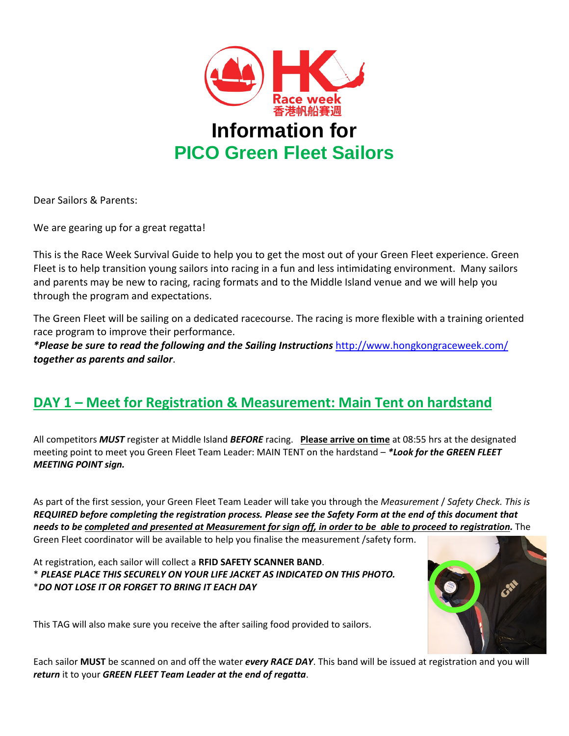# Information for
# PICO Green Fleet Sailors

Dear Sailors & Parents:

We are gearing up for a great regatta!

This is the Race Week Survival Guide to help you to get the most out of your Green Fleet experience. Green Fleet is to help transition young sailors into racing in a fun and less intimidating environment. Many sailors and parents may be new to racing, racing formats and to the Middle Island venue and we will help you through the program and expectations.

The Green Fleet will be sailing on a dedicated racecourse. The racing is more flexible with a training oriented race program to improve their performance.
***\*Please be sure to read the following and the Sailing Instructions*** [http://www.hongkongraceweek.com/](http://www.hongkongraceweek.com/) ***together as parents and sailor***.

## DAY 1 – Meet for Registration & Measurement: Main Tent on hardstand

All competitors ***MUST*** register at Middle Island ***BEFORE*** racing. **Please arrive on time** at 08:55 hrs at the designated meeting point to meet you Green Fleet Team Leader: MAIN TENT on the hardstand – ***\*Look for the GREEN FLEET MEETING POINT sign.***

As part of the first session, your Green Fleet Team Leader will take you through the *Measurement / Safety Check. This is **REQUIRED before completing the registration process. Please see the Safety Form at the end of this document that needs to be completed and presented at Measurement for sign off, in order to be able to proceed to registration.*** The Green Fleet coordinator will be available to help you finalise the measurement /safety form.

At registration, each sailor will collect a **RFID SAFETY SCANNER BAND**.
\* ***PLEASE PLACE THIS SECURELY ON YOUR LIFE JACKET AS INDICATED ON THIS PHOTO.***
\****DO NOT LOSE IT OR FORGET TO BRING IT EACH DAY***

This TAG will also make sure you receive the after sailing food provided to sailors.

Each sailor **MUST** be scanned on and off the water ***every RACE DAY***. This band will be issued at registration and you will ***return*** it to your ***GREEN FLEET Team Leader at the end of regatta***.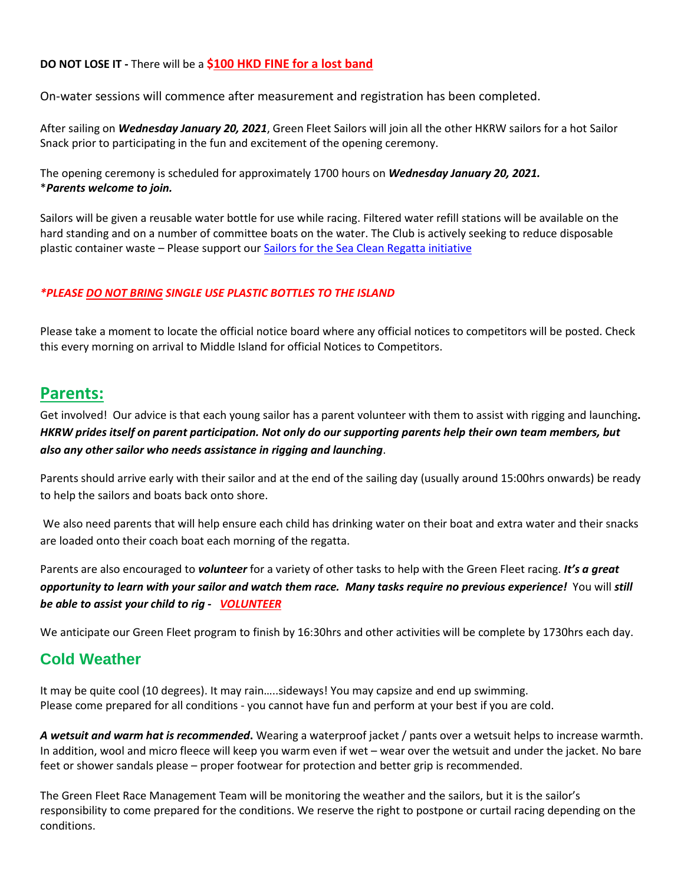**DO NOT LOSE IT -** There will be a **$100 HKD FINE for a lost band**

On-water sessions will commence after measurement and registration has been completed.

After sailing on ***Wednesday January 20, 2021***, Green Fleet Sailors will join all the other HKRW sailors for a hot Sailor Snack prior to participating in the fun and excitement of the opening ceremony.

The opening ceremony is scheduled for approximately 1700 hours on ***Wednesday January 20, 2021.***
****Parents welcome to join.***

Sailors will be given a reusable water bottle for use while racing. Filtered water refill stations will be available on the hard standing and on a number of committee boats on the water. The Club is actively seeking to reduce disposable plastic container waste – Please support our Sailors for the Sea Clean Regatta initiative

***\*PLEASE DO NOT BRING SINGLE USE PLASTIC BOTTLES TO THE ISLAND***

Please take a moment to locate the official notice board where any official notices to competitors will be posted. Check this every morning on arrival to Middle Island for official Notices to Competitors.

## Parents:

Get involved! Our advice is that each young sailor has a parent volunteer with them to assist with rigging and launching**.** ***HKRW prides itself on parent participation. Not only do our supporting parents help their own team members, but also any other sailor who needs assistance in rigging and launching***.

Parents should arrive early with their sailor and at the end of the sailing day (usually around 15:00hrs onwards) be ready to help the sailors and boats back onto shore.

We also need parents that will help ensure each child has drinking water on their boat and extra water and their snacks are loaded onto their coach boat each morning of the regatta.

Parents are also encouraged to ***volunteer*** for a variety of other tasks to help with the Green Fleet racing. ***It's a great opportunity to learn with your sailor and watch them race. Many tasks require no previous experience!*** You will ***still be able to assist your child to rig - VOLUNTEER***

We anticipate our Green Fleet program to finish by 16:30hrs and other activities will be complete by 1730hrs each day.

## Cold Weather

It may be quite cool (10 degrees). It may rain…..sideways! You may capsize and end up swimming.
Please come prepared for all conditions - you cannot have fun and perform at your best if you are cold.

***A wetsuit and warm hat is recommended*.** Wearing a waterproof jacket / pants over a wetsuit helps to increase warmth. In addition, wool and micro fleece will keep you warm even if wet – wear over the wetsuit and under the jacket. No bare feet or shower sandals please – proper footwear for protection and better grip is recommended.

The Green Fleet Race Management Team will be monitoring the weather and the sailors, but it is the sailor's responsibility to come prepared for the conditions. We reserve the right to postpone or curtail racing depending on the conditions.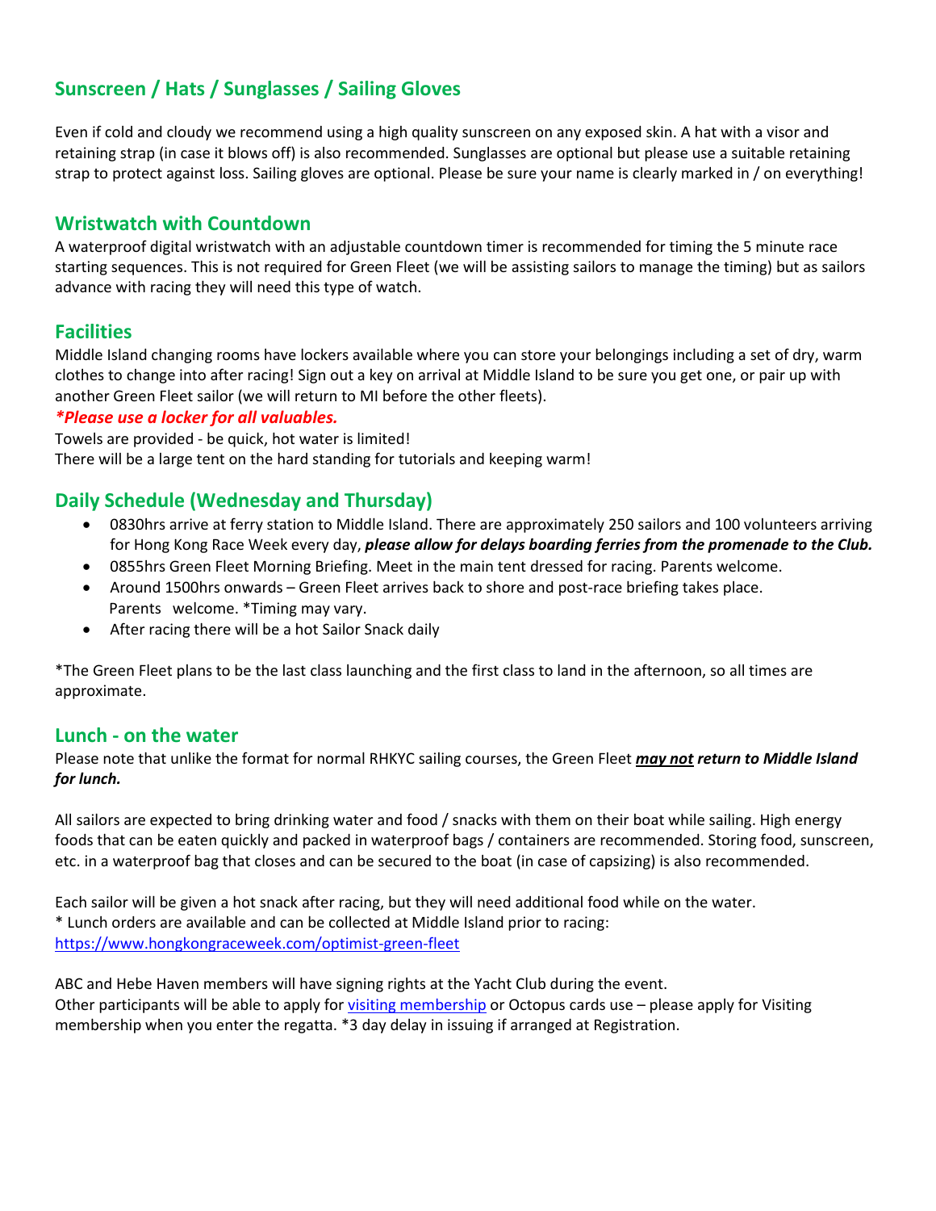## Sunscreen / Hats / Sunglasses / Sailing Gloves

Even if cold and cloudy we recommend using a high quality sunscreen on any exposed skin. A hat with a visor and retaining strap (in case it blows off) is also recommended. Sunglasses are optional but please use a suitable retaining strap to protect against loss. Sailing gloves are optional. Please be sure your name is clearly marked in / on everything!

## Wristwatch with Countdown

A waterproof digital wristwatch with an adjustable countdown timer is recommended for timing the 5 minute race starting sequences. This is not required for Green Fleet (we will be assisting sailors to manage the timing) but as sailors advance with racing they will need this type of watch.

## Facilities

Middle Island changing rooms have lockers available where you can store your belongings including a set of dry, warm clothes to change into after racing! Sign out a key on arrival at Middle Island to be sure you get one, or pair up with another Green Fleet sailor (we will return to MI before the other fleets).

***Please use a locker for all valuables.***

Towels are provided - be quick, hot water is limited!
There will be a large tent on the hard standing for tutorials and keeping warm!

## Daily Schedule (Wednesday and Thursday)

- 0830hrs arrive at ferry station to Middle Island. There are approximately 250 sailors and 100 volunteers arriving for Hong Kong Race Week every day, ***please allow for delays boarding ferries from the promenade to the Club.***
- 0855hrs Green Fleet Morning Briefing. Meet in the main tent dressed for racing. Parents welcome.
- Around 1500hrs onwards – Green Fleet arrives back to shore and post-race briefing takes place. Parents welcome. *Timing may vary.
- After racing there will be a hot Sailor Snack daily

*The Green Fleet plans to be the last class launching and the first class to land in the afternoon, so all times are approximate.

## Lunch - on the water

Please note that unlike the format for normal RHKYC sailing courses, the Green Fleet ***may not*** ***return to Middle Island for lunch.***

All sailors are expected to bring drinking water and food / snacks with them on their boat while sailing. High energy foods that can be eaten quickly and packed in waterproof bags / containers are recommended. Storing food, sunscreen, etc. in a waterproof bag that closes and can be secured to the boat (in case of capsizing) is also recommended.

Each sailor will be given a hot snack after racing, but they will need additional food while on the water.
* Lunch orders are available and can be collected at Middle Island prior to racing:
[https://www.hongkongraceweek.com/optimist-green-fleet](https://www.hongkongraceweek.com/optimist-green-fleet)

ABC and Hebe Haven members will have signing rights at the Yacht Club during the event.
Other participants will be able to apply for visiting membership or Octopus cards use – please apply for Visiting membership when you enter the regatta. *3 day delay in issuing if arranged at Registration.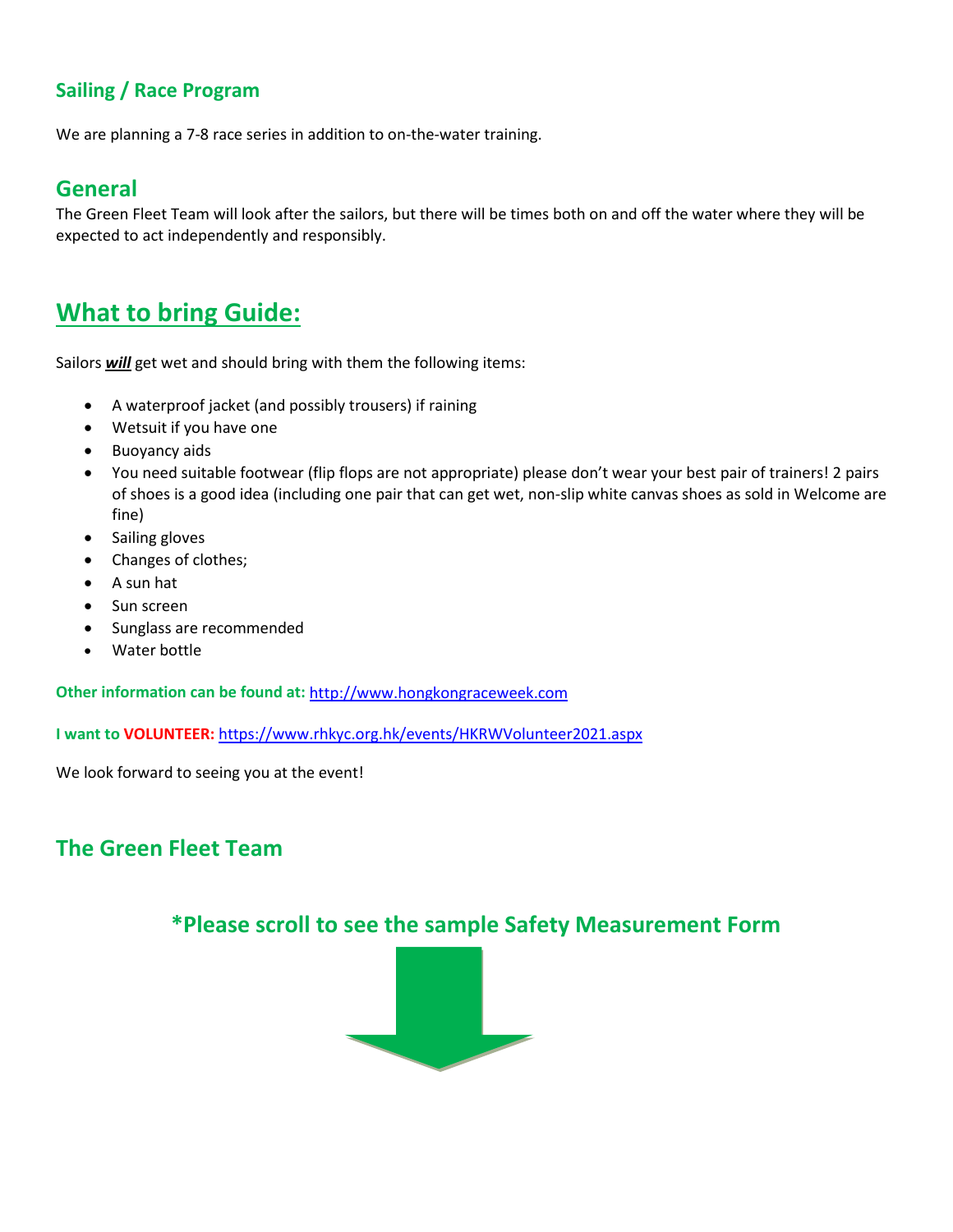## Sailing / Race Program

We are planning a 7-8 race series in addition to on-the-water training.

## General

The Green Fleet Team will look after the sailors, but there will be times both on and off the water where they will be expected to act independently and responsibly.

# What to bring Guide:

Sailors ***will*** get wet and should bring with them the following items:

- A waterproof jacket (and possibly trousers) if raining
- Wetsuit if you have one
- Buoyancy aids
- You need suitable footwear (flip flops are not appropriate) please don't wear your best pair of trainers! 2 pairs of shoes is a good idea (including one pair that can get wet, non-slip white canvas shoes as sold in Welcome are fine)
- Sailing gloves
- Changes of clothes;
- A sun hat
- Sun screen
- Sunglass are recommended
- Water bottle

**Other information can be found at:** [http://www.hongkongraceweek.com](http://www.hongkongraceweek.com)

**I want to VOLUNTEER:** [https://www.rhkyc.org.hk/events/HKRWVolunteer2021.aspx](https://www.rhkyc.org.hk/events/HKRWVolunteer2021.aspx)

We look forward to seeing you at the event!

## The Green Fleet Team

## *Please scroll to see the sample Safety Measurement Form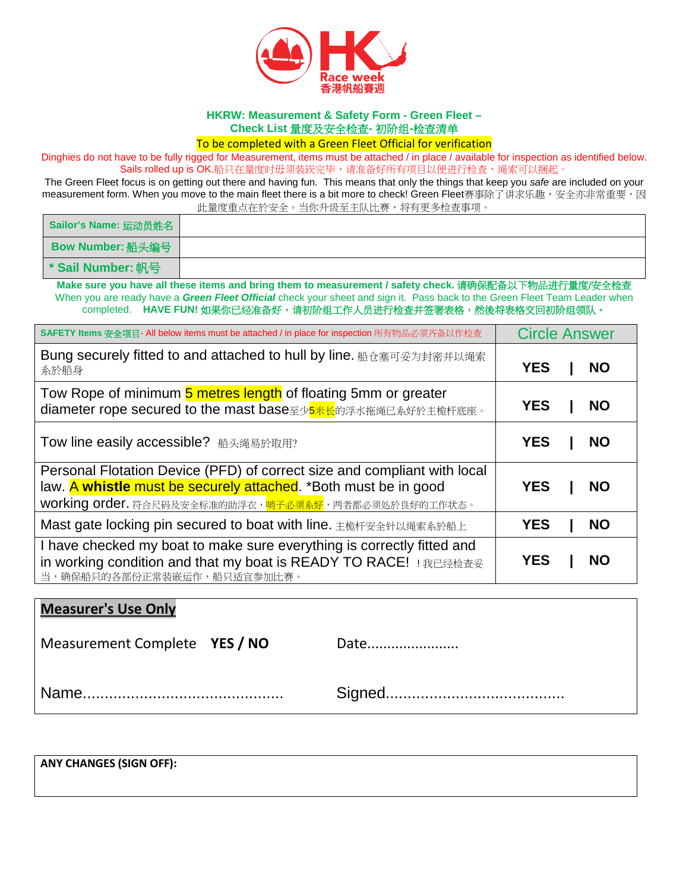**HKRW: Measurement & Safety Form - Green Fleet – Check List 量度及安全检查- 初阶组-检查清单**

To be completed with a Green Fleet Official for verification

Dinghies do not have to be fully rigged for Measurement, items must be attached / in place / available for inspection as identified below. Sails rolled up is OK.船只在量度时毋须装拔完毕，请准备好所有项目以便进行检查，绳索可以捆起。

The Green Fleet focus is on getting out there and having fun. This means that only the things that keep you *safe* are included on your measurement form. When you move to the main fleet there is a bit more to check! Green Fleet赛事除了讲求乐趣，安全亦非常重要，因此量度重点在於安全。当你升级至主队比赛，将有更多检查事项。

| | |
|---|---|
| Sailor's Name: 运动员姓名 | |
| Bow Number: 船头编号 | |
| * Sail Number: 帆号 | |

**Make sure you have all these items and bring them to measurement / safety check. 请确保配备以下物品进行量度/安全检查**

When you are ready have a ***Green Fleet Official*** check your sheet and sign it. Pass back to the Green Fleet Team Leader when completed. **HAVE FUN! 如果你已经准备好，请初阶组工作人员进行检查并签署表格，然後将表格交回初阶组领队。**

| SAFETY Items 安全項目- All below items must be attached / in place for inspection 所有物品必须齐备以作检查 | Circle Answer |
|---|---|
| Bung securely fitted to and attached to hull by line. 船仓塞可妥为封密并以绳索系於船身 | **YES \| NO** |
| Tow Rope of minimum 5 metres length of floating 5mm or greater diameter rope secured to the mast base至少5米长的浮水拖绳已系好於主桅杆底座。 | **YES \| NO** |
| Tow line easily accessible? 船头绳易於取用? | **YES \| NO** |
| Personal Flotation Device (PFD) of correct size and compliant with local law. A **whistle** must be securely attached. *Both must be in good working order. 符合尺码及安全标准的助浮衣，哨子必须系好，两者都必须处於良好的工作状态。 | **YES \| NO** |
| Mast gate locking pin secured to boat with line. 主桅杆安全针以绳索系於船上 | **YES \| NO** |
| I have checked my boat to make sure everything is correctly fitted and in working condition and that my boat is READY TO RACE! ！我已经检查妥当，确保船只的各部份正常装嵌运作，船只适宜参加比赛。 | **YES \| NO** |

**Measurer's Use Only**

Measurement Complete **YES / NO** Date......................

Name............................................. Signed.......................................

**ANY CHANGES (SIGN OFF):**